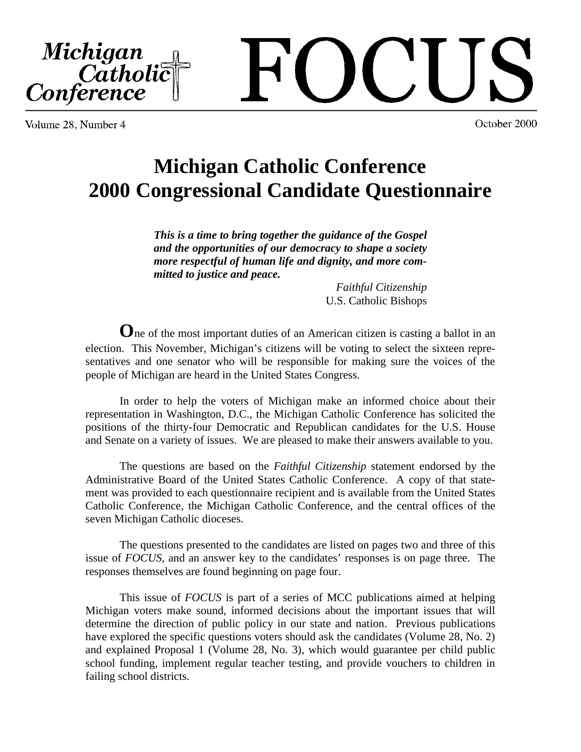# Michigan Catholic Conference FOCUS

Volume 28, Number 4 — October 2000

## Michigan Catholic Conference 2000 Congressional Candidate Questionnaire

> ***This is a time to bring together the guidance of the Gospel and the opportunities of our democracy to shape a society more respectful of human life and dignity, and more committed to justice and peace.***
>
> *Faithful Citizenship*
> U.S. Catholic Bishops

**O**ne of the most important duties of an American citizen is casting a ballot in an election. This November, Michigan's citizens will be voting to select the sixteen representatives and one senator who will be responsible for making sure the voices of the people of Michigan are heard in the United States Congress.

In order to help the voters of Michigan make an informed choice about their representation in Washington, D.C., the Michigan Catholic Conference has solicited the positions of the thirty-four Democratic and Republican candidates for the U.S. House and Senate on a variety of issues. We are pleased to make their answers available to you.

The questions are based on the *Faithful Citizenship* statement endorsed by the Administrative Board of the United States Catholic Conference. A copy of that statement was provided to each questionnaire recipient and is available from the United States Catholic Conference, the Michigan Catholic Conference, and the central offices of the seven Michigan Catholic dioceses.

The questions presented to the candidates are listed on pages two and three of this issue of *FOCUS*, and an answer key to the candidates' responses is on page three. The responses themselves are found beginning on page four.

This issue of *FOCUS* is part of a series of MCC publications aimed at helping Michigan voters make sound, informed decisions about the important issues that will determine the direction of public policy in our state and nation. Previous publications have explored the specific questions voters should ask the candidates (Volume 28, No. 2) and explained Proposal 1 (Volume 28, No. 3), which would guarantee per child public school funding, implement regular teacher testing, and provide vouchers to children in failing school districts.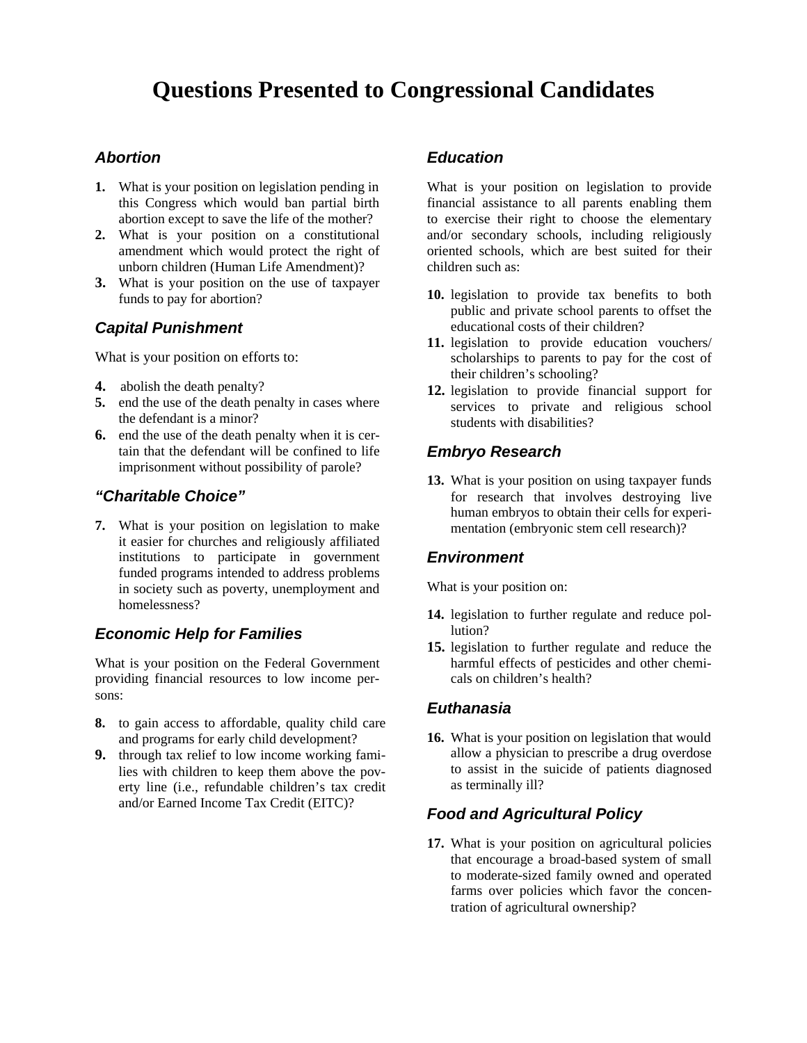# Questions Presented to Congressional Candidates

### Abortion

1. What is your position on legislation pending in this Congress which would ban partial birth abortion except to save the life of the mother?
2. What is your position on a constitutional amendment which would protect the right of unborn children (Human Life Amendment)?
3. What is your position on the use of taxpayer funds to pay for abortion?

### Capital Punishment

What is your position on efforts to:

4. abolish the death penalty?
5. end the use of the death penalty in cases where the defendant is a minor?
6. end the use of the death penalty when it is certain that the defendant will be confined to life imprisonment without possibility of parole?

### "Charitable Choice"

7. What is your position on legislation to make it easier for churches and religiously affiliated institutions to participate in government funded programs intended to address problems in society such as poverty, unemployment and homelessness?

### Economic Help for Families

What is your position on the Federal Government providing financial resources to low income persons:

8. to gain access to affordable, quality child care and programs for early child development?
9. through tax relief to low income working families with children to keep them above the poverty line (i.e., refundable children's tax credit and/or Earned Income Tax Credit (EITC)?

### Education

What is your position on legislation to provide financial assistance to all parents enabling them to exercise their right to choose the elementary and/or secondary schools, including religiously oriented schools, which are best suited for their children such as:

10. legislation to provide tax benefits to both public and private school parents to offset the educational costs of their children?
11. legislation to provide education vouchers/ scholarships to parents to pay for the cost of their children's schooling?
12. legislation to provide financial support for services to private and religious school students with disabilities?

### Embryo Research

13. What is your position on using taxpayer funds for research that involves destroying live human embryos to obtain their cells for experimentation (embryonic stem cell research)?

### Environment

What is your position on:

14. legislation to further regulate and reduce pollution?
15. legislation to further regulate and reduce the harmful effects of pesticides and other chemicals on children's health?

### Euthanasia

16. What is your position on legislation that would allow a physician to prescribe a drug overdose to assist in the suicide of patients diagnosed as terminally ill?

### Food and Agricultural Policy

17. What is your position on agricultural policies that encourage a broad-based system of small to moderate-sized family owned and operated farms over policies which favor the concentration of agricultural ownership?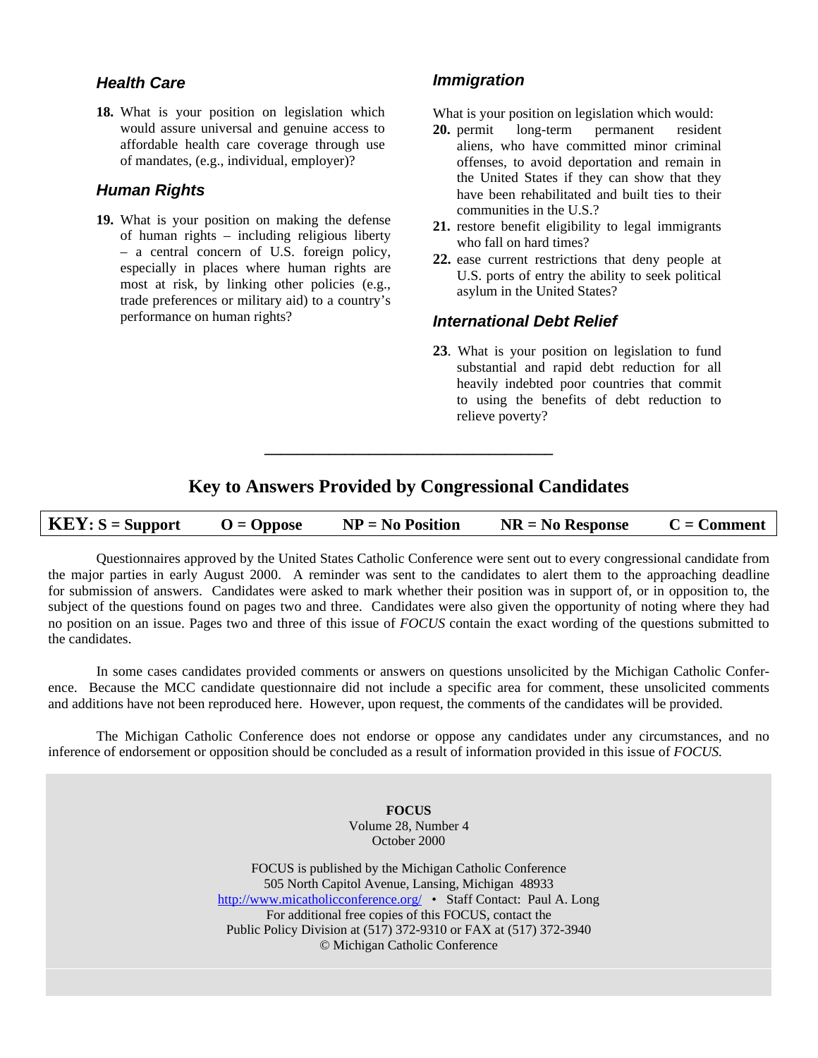### *Health Care*

**18.** What is your position on legislation which would assure universal and genuine access to affordable health care coverage through use of mandates, (e.g., individual, employer)?

### *Human Rights*

**19.** What is your position on making the defense of human rights – including religious liberty – a central concern of U.S. foreign policy, especially in places where human rights are most at risk, by linking other policies (e.g., trade preferences or military aid) to a country's performance on human rights?

### *Immigration*

What is your position on legislation which would:

**20.** permit long-term permanent resident aliens, who have committed minor criminal offenses, to avoid deportation and remain in the United States if they can show that they have been rehabilitated and built ties to their communities in the U.S.?

**21.** restore benefit eligibility to legal immigrants who fall on hard times?

**22.** ease current restrictions that deny people at U.S. ports of entry the ability to seek political asylum in the United States?

### *International Debt Relief*

**23**. What is your position on legislation to fund substantial and rapid debt reduction for all heavily indebted poor countries that commit to using the benefits of debt reduction to relieve poverty?

---

## Key to Answers Provided by Congressional Candidates

**KEY: S = Support O = Oppose NP = No Position NR = No Response C = Comment**

Questionnaires approved by the United States Catholic Conference were sent out to every congressional candidate from the major parties in early August 2000. A reminder was sent to the candidates to alert them to the approaching deadline for submission of answers. Candidates were asked to mark whether their position was in support of, or in opposition to, the subject of the questions found on pages two and three. Candidates were also given the opportunity of noting where they had no position on an issue. Pages two and three of this issue of *FOCUS* contain the exact wording of the questions submitted to the candidates.

In some cases candidates provided comments or answers on questions unsolicited by the Michigan Catholic Conference. Because the MCC candidate questionnaire did not include a specific area for comment, these unsolicited comments and additions have not been reproduced here. However, upon request, the comments of the candidates will be provided.

The Michigan Catholic Conference does not endorse or oppose any candidates under any circumstances, and no inference of endorsement or opposition should be concluded as a result of information provided in this issue of *FOCUS.*

**FOCUS**
Volume 28, Number 4
October 2000

FOCUS is published by the Michigan Catholic Conference
505 North Capitol Avenue, Lansing, Michigan 48933
http://www.micatholicconference.org/ • Staff Contact: Paul A. Long
For additional free copies of this FOCUS, contact the
Public Policy Division at (517) 372-9310 or FAX at (517) 372-3940
© Michigan Catholic Conference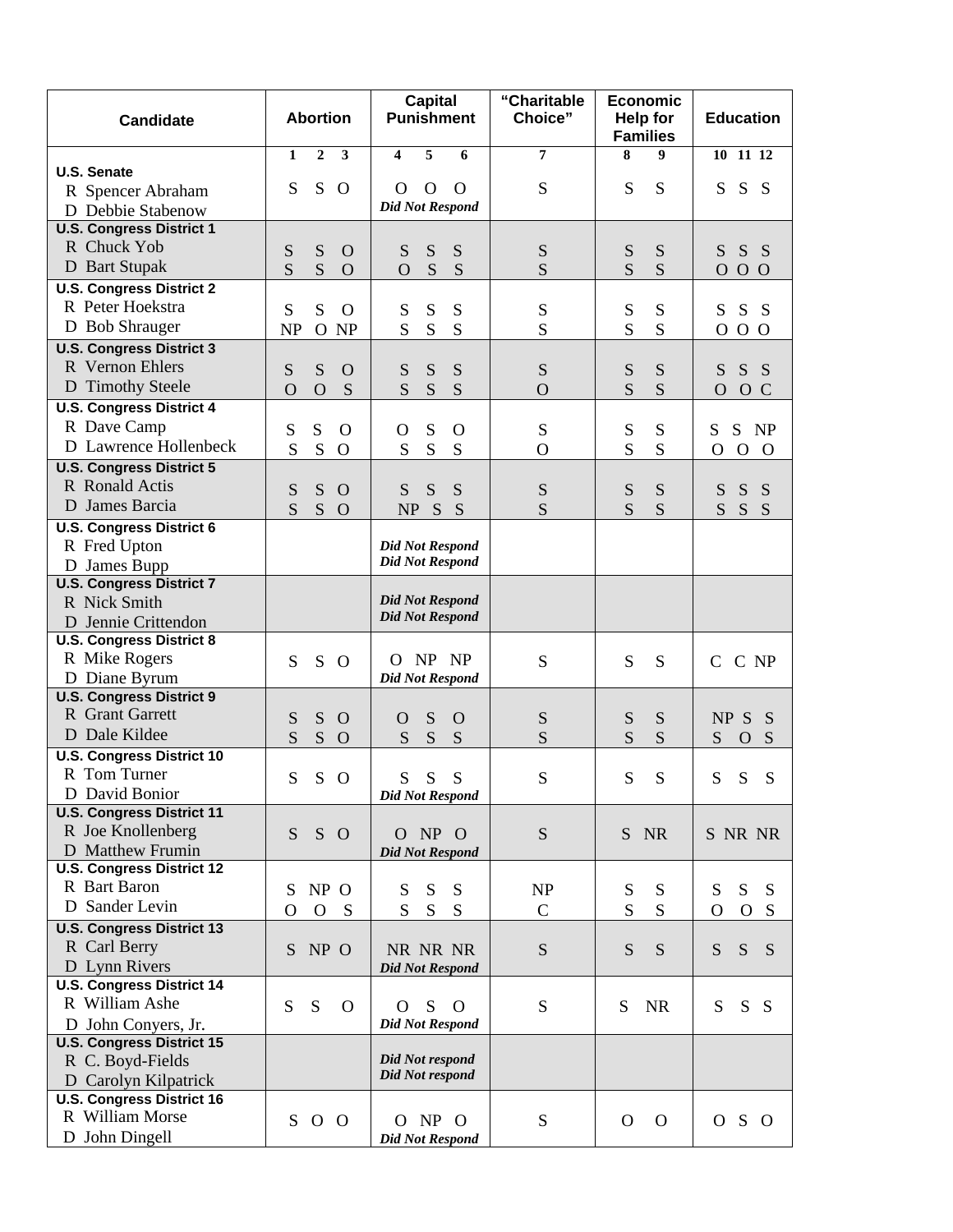| Candidate | Abortion | Capital Punishment | "Charitable Choice" | Economic Help for Families | Education |
|---|---|---|---|---|---|
| | 1 2 3 | 4 5 6 | 7 | 8 9 | 10 11 12 |
| **U.S. Senate** | | | | | |
| R Spencer Abraham | S S O | O O O | S | S S | S S S |
| D Debbie Stabenow | | *Did Not Respond* | | | |
| **U.S. Congress District 1** | | | | | |
| R Chuck Yob | S S O | S S S | S | S S | S S S |
| D Bart Stupak | S S O | O S S | S | S S | O O O |
| **U.S. Congress District 2** | | | | | |
| R Peter Hoekstra | S S O | S S S | S | S S | S S S |
| D Bob Shrauger | NP O NP | S S S | S | S S | O O O |
| **U.S. Congress District 3** | | | | | |
| R Vernon Ehlers | S S O | S S S | S | S S | S S S |
| D Timothy Steele | O O S | S S S | O | S S | O O C |
| **U.S. Congress District 4** | | | | | |
| R Dave Camp | S S O | O S O | S | S S | S S NP |
| D Lawrence Hollenbeck | S S O | S S S | O | S S | O O O |
| **U.S. Congress District 5** | | | | | |
| R Ronald Actis | S S O | S S S | S | S S | S S S |
| D James Barcia | S S O | NP S S | S | S S | S S S |
| **U.S. Congress District 6** | | | | | |
| R Fred Upton | | *Did Not Respond* | | | |
| D James Bupp | | *Did Not Respond* | | | |
| **U.S. Congress District 7** | | | | | |
| R Nick Smith | | *Did Not Respond* | | | |
| D Jennie Crittendon | | *Did Not Respond* | | | |
| **U.S. Congress District 8** | | | | | |
| R Mike Rogers | S S O | O NP NP | S | S S | C C NP |
| D Diane Byrum | | *Did Not Respond* | | | |
| **U.S. Congress District 9** | | | | | |
| R Grant Garrett | S S O | O S O | S | S S | NP S S |
| D Dale Kildee | S S O | S S S | S | S S | S O S |
| **U.S. Congress District 10** | | | | | |
| R Tom Turner | S S O | S S S | S | S S | S S S |
| D David Bonior | | *Did Not Respond* | | | |
| **U.S. Congress District 11** | | | | | |
| R Joe Knollenberg | S S O | O NP O | S | S NR | S NR NR |
| D Matthew Frumin | | *Did Not Respond* | | | |
| **U.S. Congress District 12** | | | | | |
| R Bart Baron | S NP O | S S S | NP | S S | S S S |
| D Sander Levin | O O S | S S S | C | S S | O O S |
| **U.S. Congress District 13** | | | | | |
| R Carl Berry | S NP O | NR NR NR | S | S S | S S S |
| D Lynn Rivers | | *Did Not Respond* | | | |
| **U.S. Congress District 14** | | | | | |
| R William Ashe | S S O | O S O | S | S NR | S S S |
| D John Conyers, Jr. | | *Did Not Respond* | | | |
| **U.S. Congress District 15** | | | | | |
| R C. Boyd-Fields | | *Did Not respond* | | | |
| D Carolyn Kilpatrick | | *Did Not respond* | | | |
| **U.S. Congress District 16** | | | | | |
| R William Morse | S O O | O NP O | S | O O | O S O |
| D John Dingell | | *Did Not Respond* | | | |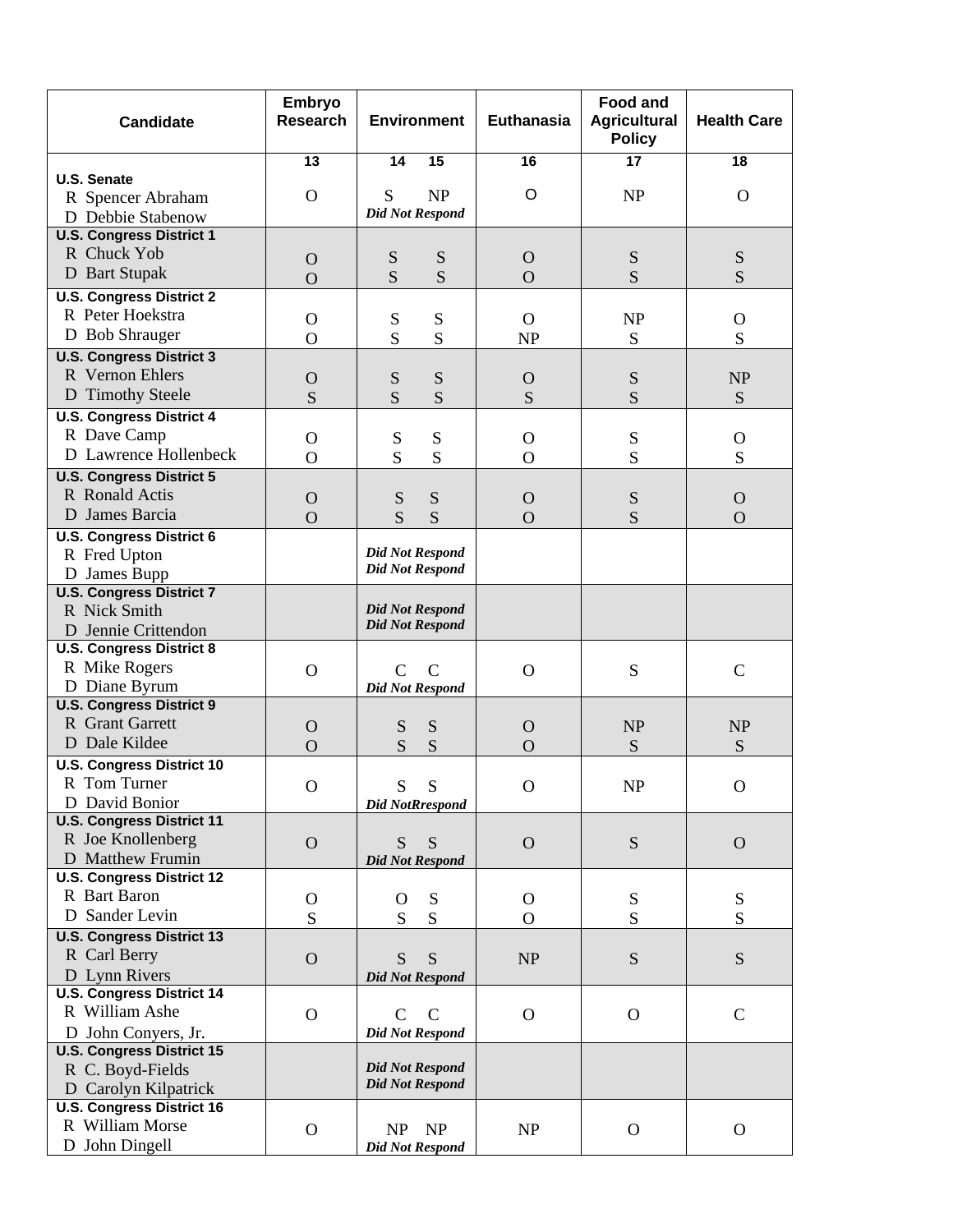| Candidate | Embryo Research | Environment | | Euthanasia | Food and Agricultural Policy | Health Care |
|---|---|---|---|---|---|---|
| | 13 | 14 | 15 | 16 | 17 | 18 |
| **U.S. Senate** | | | | | | |
| R Spencer Abraham | O | S | NP | O | NP | O |
| D Debbie Stabenow | | *Did Not Respond* | | | | |
| **U.S. Congress District 1** | | | | | | |
| R Chuck Yob | O | S | S | O | S | S |
| D Bart Stupak | O | S | S | O | S | S |
| **U.S. Congress District 2** | | | | | | |
| R Peter Hoekstra | O | S | S | O | NP | O |
| D Bob Shrauger | O | S | S | NP | S | S |
| **U.S. Congress District 3** | | | | | | |
| R Vernon Ehlers | O | S | S | O | S | NP |
| D Timothy Steele | S | S | S | S | S | S |
| **U.S. Congress District 4** | | | | | | |
| R Dave Camp | O | S | S | O | S | O |
| D Lawrence Hollenbeck | O | S | S | O | S | S |
| **U.S. Congress District 5** | | | | | | |
| R Ronald Actis | O | S | S | O | S | O |
| D James Barcia | O | S | S | O | S | O |
| **U.S. Congress District 6** | | | | | | |
| R Fred Upton | | *Did Not Respond* | | | | |
| D James Bupp | | *Did Not Respond* | | | | |
| **U.S. Congress District 7** | | | | | | |
| R Nick Smith | | *Did Not Respond* | | | | |
| D Jennie Crittendon | | *Did Not Respond* | | | | |
| **U.S. Congress District 8** | | | | | | |
| R Mike Rogers | O | C | C | O | S | C |
| D Diane Byrum | | *Did Not Respond* | | | | |
| **U.S. Congress District 9** | | | | | | |
| R Grant Garrett | O | S | S | O | NP | NP |
| D Dale Kildee | O | S | S | O | S | S |
| **U.S. Congress District 10** | | | | | | |
| R Tom Turner | O | S | S | O | NP | O |
| D David Bonior | | *Did NotRrespond* | | | | |
| **U.S. Congress District 11** | | | | | | |
| R Joe Knollenberg | O | S | S | O | S | O |
| D Matthew Frumin | | *Did Not Respond* | | | | |
| **U.S. Congress District 12** | | | | | | |
| R Bart Baron | O | O | S | O | S | S |
| D Sander Levin | S | S | S | O | S | S |
| **U.S. Congress District 13** | | | | | | |
| R Carl Berry | O | S | S | NP | S | S |
| D Lynn Rivers | | *Did Not Respond* | | | | |
| **U.S. Congress District 14** | | | | | | |
| R William Ashe | O | C | C | O | O | C |
| D John Conyers, Jr. | | *Did Not Respond* | | | | |
| **U.S. Congress District 15** | | | | | | |
| R C. Boyd-Fields | | *Did Not Respond* | | | | |
| D Carolyn Kilpatrick | | *Did Not Respond* | | | | |
| **U.S. Congress District 16** | | | | | | |
| R William Morse | O | NP | NP | NP | O | O |
| D John Dingell | | *Did Not Respond* | | | | |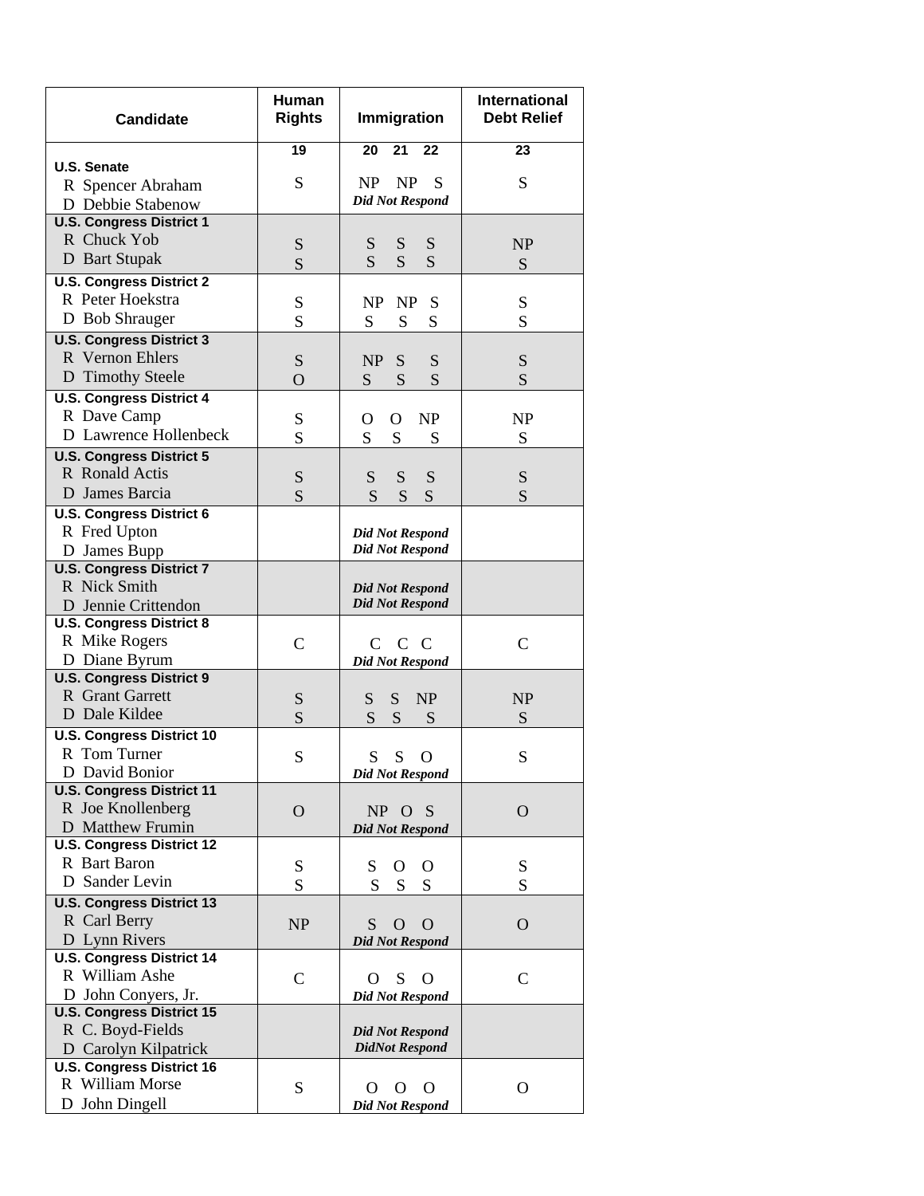| Candidate | Human Rights | Immigration | | | International Debt Relief |
|---|---|---|---|---|---|
| | 19 | 20 | 21 | 22 | 23 |
| **U.S. Senate** | | | | | |
| R Spencer Abraham | S | NP | NP | S | S |
| D Debbie Stabenow | | ***Did Not Respond*** | | | |
| **U.S. Congress District 1** | | | | | |
| R Chuck Yob | S | S | S | S | NP |
| D Bart Stupak | S | S | S | S | S |
| **U.S. Congress District 2** | | | | | |
| R Peter Hoekstra | S | NP | NP | S | S |
| D Bob Shrauger | S | S | S | S | S |
| **U.S. Congress District 3** | | | | | |
| R Vernon Ehlers | S | NP | S | S | S |
| D Timothy Steele | O | S | S | S | S |
| **U.S. Congress District 4** | | | | | |
| R Dave Camp | S | O | O | NP | NP |
| D Lawrence Hollenbeck | S | S | S | S | S |
| **U.S. Congress District 5** | | | | | |
| R Ronald Actis | S | S | S | S | S |
| D James Barcia | S | S | S | S | S |
| **U.S. Congress District 6** | | | | | |
| R Fred Upton | | ***Did Not Respond*** | | | |
| D James Bupp | | ***Did Not Respond*** | | | |
| **U.S. Congress District 7** | | | | | |
| R Nick Smith | | ***Did Not Respond*** | | | |
| D Jennie Crittendon | | ***Did Not Respond*** | | | |
| **U.S. Congress District 8** | | | | | |
| R Mike Rogers | C | C | C | C | C |
| D Diane Byrum | | ***Did Not Respond*** | | | |
| **U.S. Congress District 9** | | | | | |
| R Grant Garrett | S | S | S | NP | NP |
| D Dale Kildee | S | S | S | S | S |
| **U.S. Congress District 10** | | | | | |
| R Tom Turner | S | S | S | O | S |
| D David Bonior | | ***Did Not Respond*** | | | |
| **U.S. Congress District 11** | | | | | |
| R Joe Knollenberg | O | NP | O | S | O |
| D Matthew Frumin | | ***Did Not Respond*** | | | |
| **U.S. Congress District 12** | | | | | |
| R Bart Baron | S | S | O | O | S |
| D Sander Levin | S | S | S | S | S |
| **U.S. Congress District 13** | | | | | |
| R Carl Berry | NP | S | O | O | O |
| D Lynn Rivers | | ***Did Not Respond*** | | | |
| **U.S. Congress District 14** | | | | | |
| R William Ashe | C | O | S | O | C |
| D John Conyers, Jr. | | ***Did Not Respond*** | | | |
| **U.S. Congress District 15** | | | | | |
| R C. Boyd-Fields | | ***Did Not Respond*** | | | |
| D Carolyn Kilpatrick | | ***DidNot Respond*** | | | |
| **U.S. Congress District 16** | | | | | |
| R William Morse | S | O | O | O | O |
| D John Dingell | | ***Did Not Respond*** | | | |